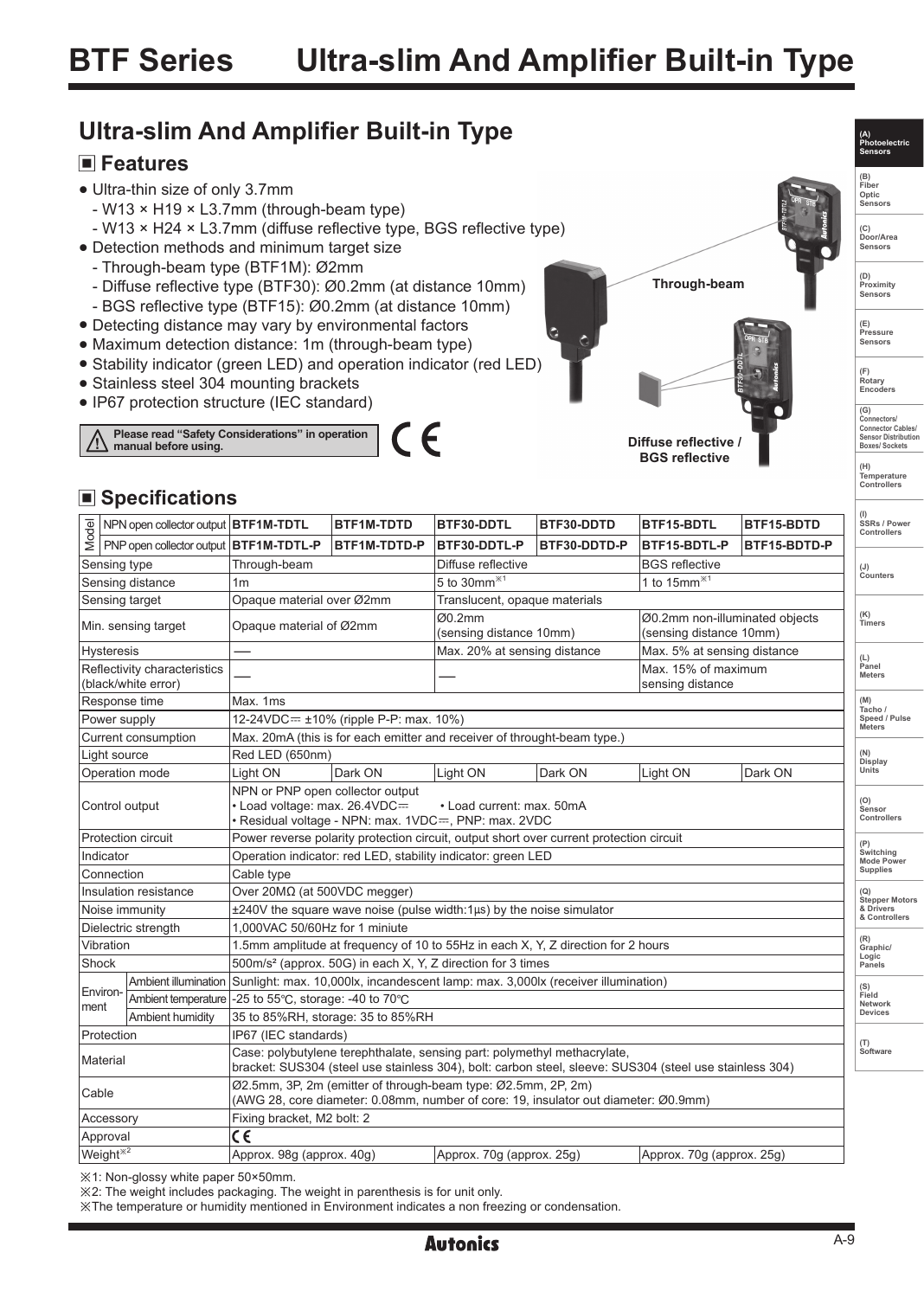# BTF Series Ultra-slim And Amplifier Built-in Type

## Ultra-slim And Amplifier Built-in Type

### ■ Features

- Ultra-thin size of only 3.7mm
  - W13 × H19 × L3.7mm (through-beam type)
  - W13 × H24 × L3.7mm (diffuse reflective type, BGS reflective type)
- Detection methods and minimum target size
  - Through-beam type (BTF1M): Ø2mm
  - Diffuse reflective type (BTF30): Ø0.2mm (at distance 10mm)
  - BGS reflective type (BTF15): Ø0.2mm (at distance 10mm)
- Detecting distance may vary by environmental factors
- Maximum detection distance: 1m (through-beam type)
- Stability indicator (green LED) and operation indicator (red LED)
- Stainless steel 304 mounting brackets
- IP67 protection structure (IEC standard)

Through-beam

Diffuse reflective / BGS reflective

⚠ Please read "Safety Considerations" in operation manual before using.

CE

### ■ Specifications

| | | | | | | | |
|---|---|---|---|---|---|---|---|
| Model | NPN open collector output | BTF1M-TDTL | BTF1M-TDTD | BTF30-DDTL | BTF30-DDTD | BTF15-BDTL | BTF15-BDTD |
| | PNP open collector output | BTF1M-TDTL-P | BTF1M-TDTD-P | BTF30-DDTL-P | BTF30-DDTD-P | BTF15-BDTL-P | BTF15-BDTD-P |
| Sensing type | | Through-beam | | Diffuse reflective | | BGS reflective | |
| Sensing distance | | 1m | | 5 to 30mm※1 | | 1 to 15mm※1 | |
| Sensing target | | Opaque material over Ø2mm | | Translucent, opaque materials | | | |
| Min. sensing target | | Opaque material of Ø2mm | | Ø0.2mm (sensing distance 10mm) | | Ø0.2mm non-illuminated objects (sensing distance 10mm) | |
| Hysteresis | | — | | Max. 20% at sensing distance | | Max. 5% at sensing distance | |
| Reflectivity characteristics (black/white error) | | — | | — | | Max. 15% of maximum sensing distance | |
| Response time | | Max. 1ms | | | | | |
| Power supply | | 12-24VDC⎓ ±10% (ripple P-P: max. 10%) | | | | | |
| Current consumption | | Max. 20mA (this is for each emitter and receiver of throught-beam type.) | | | | | |
| Light source | | Red LED (650nm) | | | | | |
| Operation mode | | Light ON | Dark ON | Light ON | Dark ON | Light ON | Dark ON |
| Control output | | NPN or PNP open collector output<br>• Load voltage: max. 26.4VDC⎓ • Load current: max. 50mA<br>• Residual voltage - NPN: max. 1VDC⎓, PNP: max. 2VDC | | | | | |
| Protection circuit | | Power reverse polarity protection circuit, output short over current protection circuit | | | | | |
| Indicator | | Operation indicator: red LED, stability indicator: green LED | | | | | |
| Connection | | Cable type | | | | | |
| Insulation resistance | | Over 20MΩ (at 500VDC megger) | | | | | |
| Noise immunity | | ±240V the square wave noise (pulse width:1μs) by the noise simulator | | | | | |
| Dielectric strength | | 1,000VAC 50/60Hz for 1 miniute | | | | | |
| Vibration | | 1.5mm amplitude at frequency of 10 to 55Hz in each X, Y, Z direction for 2 hours | | | | | |
| Shock | | 500m/s² (approx. 50G) in each X, Y, Z direction for 3 times | | | | | |
| Environ-ment | Ambient illumination | Sunlight: max. 10,000lx, incandescent lamp: max. 3,000lx (receiver illumination) | | | | | |
| | Ambient temperature | -25 to 55℃, storage: -40 to 70℃ | | | | | |
| | Ambient humidity | 35 to 85%RH, storage: 35 to 85%RH | | | | | |
| Protection | | IP67 (IEC standards) | | | | | |
| Material | | Case: polybutylene terephthalate, sensing part: polymethyl methacrylate,<br>bracket: SUS304 (steel use stainless 304), bolt: carbon steel, sleeve: SUS304 (steel use stainless 304) | | | | | |
| Cable | | Ø2.5mm, 3P, 2m (emitter of through-beam type: Ø2.5mm, 2P, 2m)<br>(AWG 28, core diameter: 0.08mm, number of core: 19, insulator out diameter: Ø0.9mm) | | | | | |
| Accessory | | Fixing bracket, M2 bolt: 2 | | | | | |
| Approval | | CE | | | | | |
| Weight※2 | | Approx. 98g (approx. 40g) | | Approx. 70g (approx. 25g) | | Approx. 70g (approx. 25g) | |

※1: Non-glossy white paper 50×50mm.

※2: The weight includes packaging. The weight in parenthesis is for unit only.

※The temperature or humidity mentioned in Environment indicates a non freezing or condensation.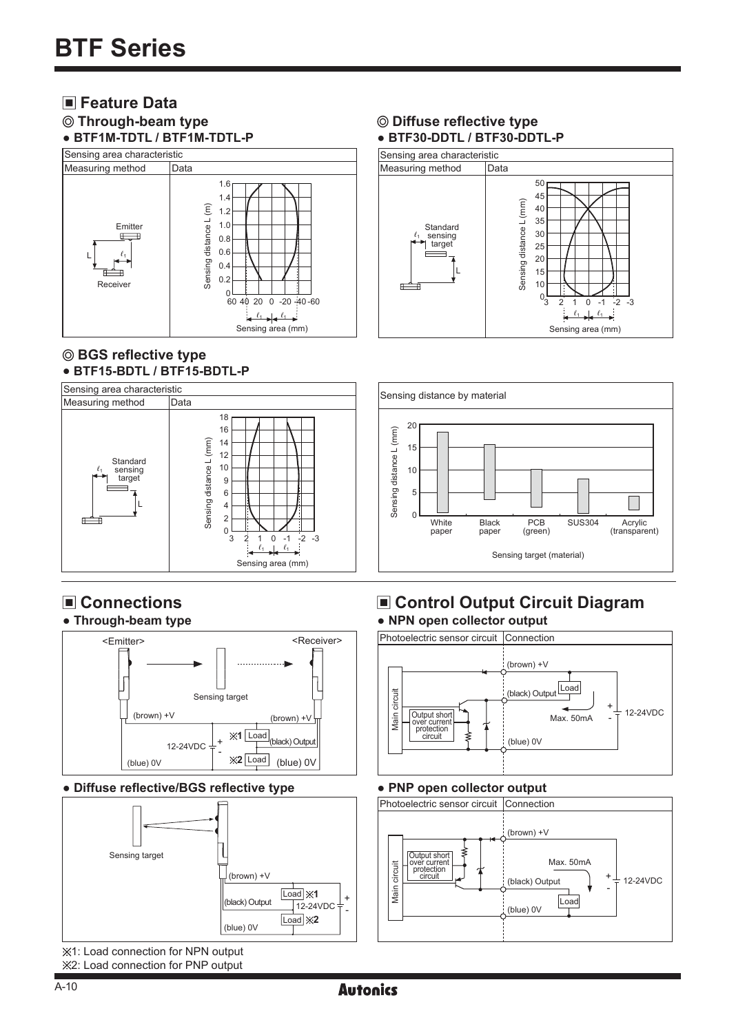# BTF Series

## ■ Feature Data

### ◎ Through-beam type

● **BTF1M-TDTL / BTF1M-TDTL-P**

| Sensing area characteristic | |
|---|---|
| Measuring method | Data |
| Emitter, Receiver, L, $\ell_1$ | Sensing distance L (m): 0, 0.2, 0.4, 0.6, 0.8, 1.0, 1.2, 1.4, 1.6; Sensing area (mm): 60 40 20 0 -20 -40 -60 |

### ◎ Diffuse reflective type

● **BTF30-DDTL / BTF30-DDTL-P**

| Sensing area characteristic | |
|---|---|
| Measuring method | Data |
| Standard sensing target, $\ell_1$, L | Sensing distance L (mm): 0, 10, 15, 20, 25, 30, 35, 40, 45, 50; Sensing area (mm): 3 2 1 0 -1 -2 -3 |

### ◎ BGS reflective type

● **BTF15-BDTL / BTF15-BDTL-P**

| Sensing area characteristic | |
|---|---|
| Measuring method | Data |
| Standard sensing target, $\ell_1$, L | Sensing distance L (mm): 0, 2, 4, 6, 9, 10, 12, 14, 16, 18; Sensing area (mm): 3 2 1 0 -1 -2 -3 |

**Sensing distance by material**

Sensing distance L (mm): 0, 5, 10, 15, 20

Sensing target (material): White paper, Black paper, PCB (green), SUS304, Acrylic (transparent)

## ■ Connections

● **Through-beam type**

<Emitter> <Receiver>

Sensing target

(brown) +V, (brown) +V, 12-24VDC, ※1 Load (black) Output, ※2 Load, (blue) 0V, (blue) 0V

● **Diffuse reflective/BGS reflective type**

Sensing target

(brown) +V, (black) Output, Load ※1, 12-24VDC, Load ※2, (blue) 0V

※1: Load connection for NPN output

※2: Load connection for PNP output

## ■ Control Output Circuit Diagram

● **NPN open collector output**

| Photoelectric sensor circuit | Connection |
|---|---|
| Main circuit, Output short over current protection circuit | (brown) +V, (black) Output, Load, Max. 50mA, 12-24VDC, (blue) 0V |

● **PNP open collector output**

| Photoelectric sensor circuit | Connection |
|---|---|
| Main circuit, Output short over current protection circuit | (brown) +V, Max. 50mA, (black) Output, 12-24VDC, Load, (blue) 0V |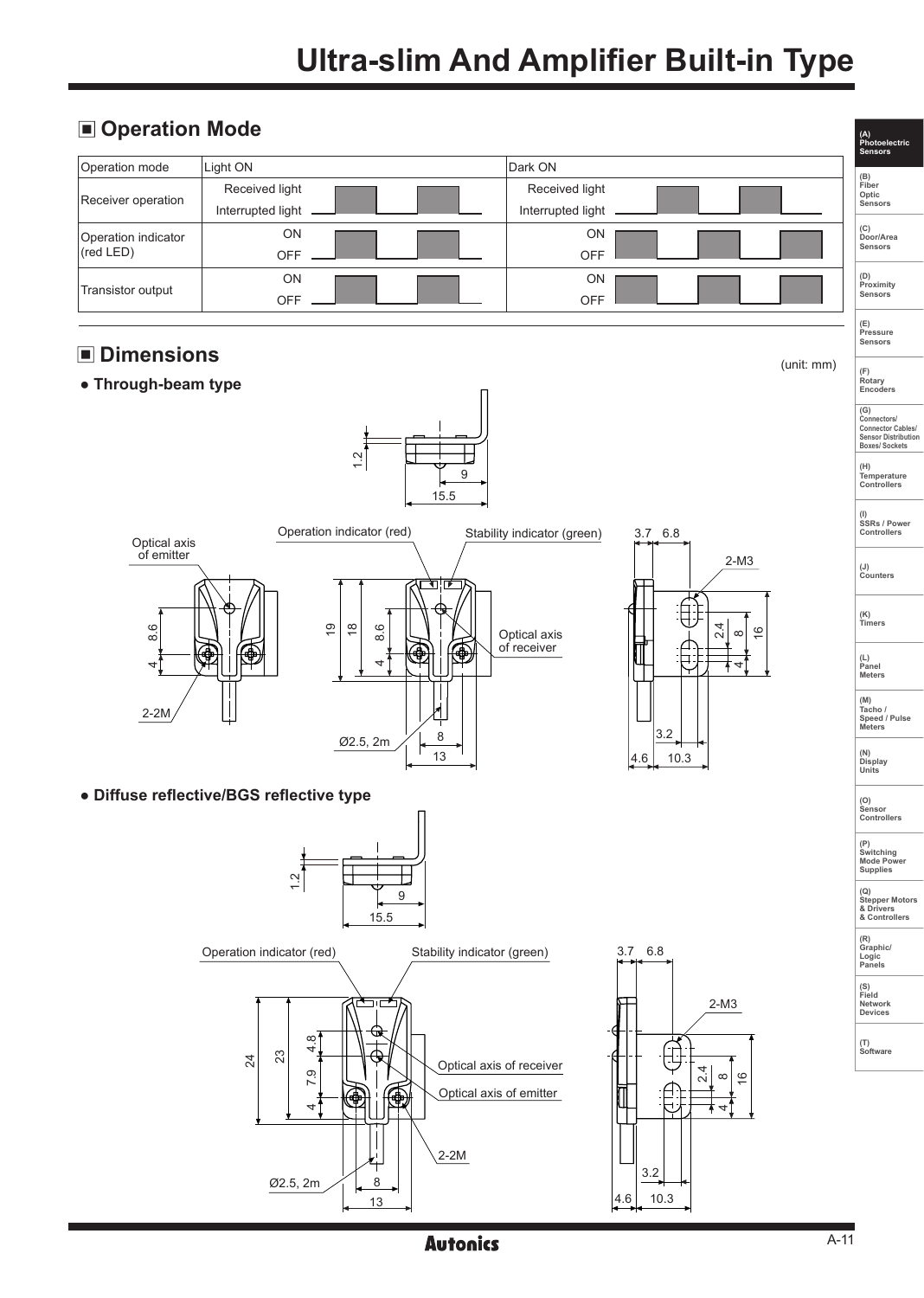## Operation Mode

| Operation mode | Light ON | Dark ON |
|---|---|---|
| Receiver operation | Received light / Interrupted light | Received light / Interrupted light |
| Operation indicator (red LED) | ON / OFF | ON / OFF |
| Transistor output | ON / OFF | ON / OFF |

## Dimensions

(unit: mm)

- **Through-beam type**

1.2, 9, 15.5

Optical axis of emitter, Operation indicator (red), Stability indicator (green), Optical axis of receiver, 2-2M, Ø2.5, 2m, 8.6, 4, 19, 18, 8.6, 4, 8, 13, 3.7, 6.8, 2-M3, 2.4, 8, 16, 4, 3.2, 4.6, 10.3

- **Diffuse reflective/BGS reflective type**

1.2, 9, 15.5

Operation indicator (red), Stability indicator (green), Optical axis of receiver, Optical axis of emitter, 2-2M, Ø2.5, 2m, 24, 23, 4.8, 7.9, 4, 8, 13, 3.7, 6.8, 2-M3, 2.4, 8, 16, 4, 3.2, 4.6, 10.3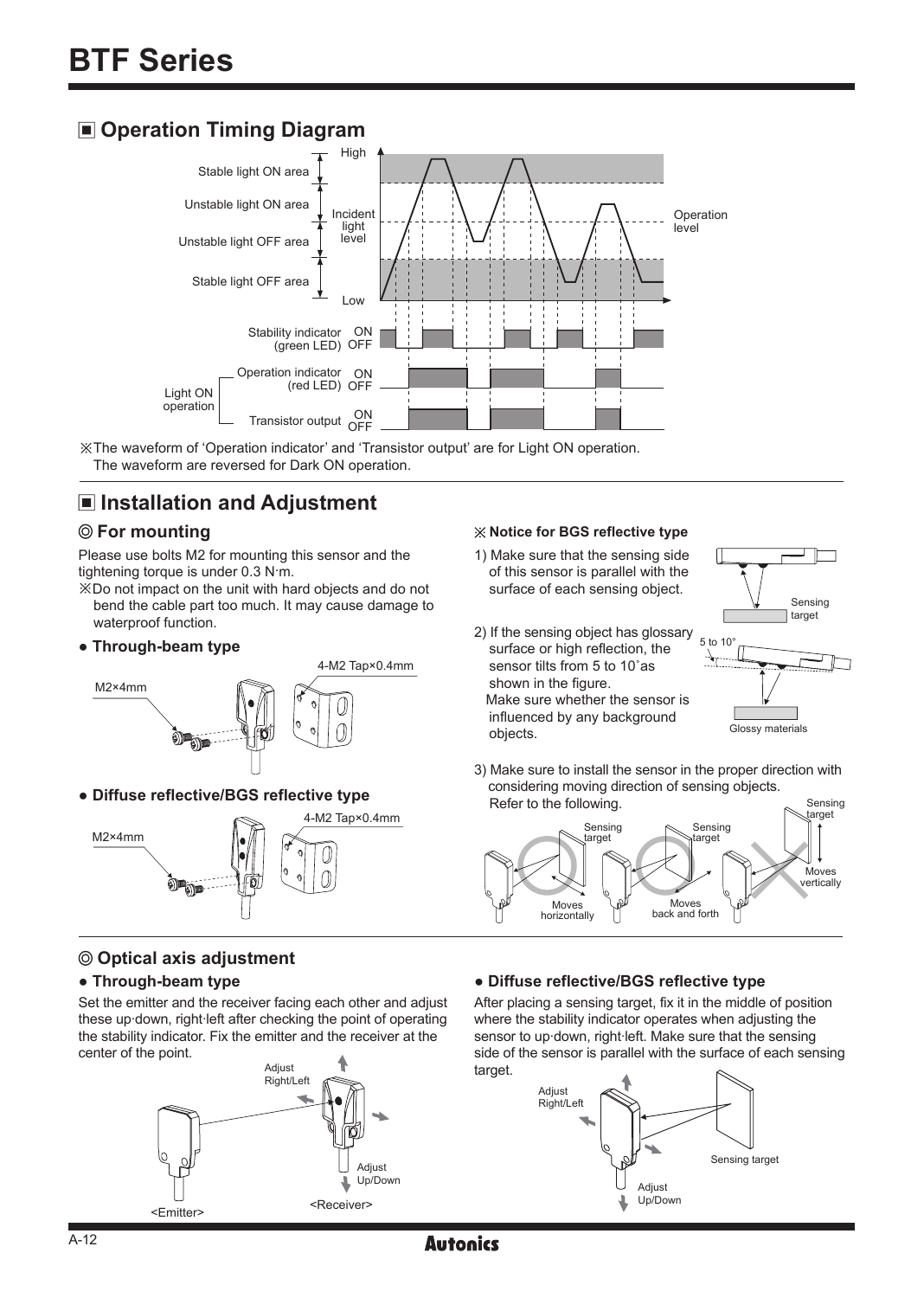# BTF Series

## ■ Operation Timing Diagram

High

Stable light ON area

Unstable light ON area

Incident light level

Unstable light OFF area

Stable light OFF area

Low

Operation level

Stability indicator (green LED) ON OFF

Operation indicator (red LED) ON OFF

Light ON operation

Transistor output ON OFF

※The waveform of 'Operation indicator' and 'Transistor output' are for Light ON operation.
The waveform are reversed for Dark ON operation.

## ■ Installation and Adjustment

### ◎ For mounting

Please use bolts M2 for mounting this sensor and the tightening torque is under 0.3 N·m.

※Do not impact on the unit with hard objects and do not bend the cable part too much. It may cause damage to waterproof function.

**● Through-beam type**

M2×4mm

4-M2 Tap×0.4mm

**● Diffuse reflective/BGS reflective type**

M2×4mm

4-M2 Tap×0.4mm

**※ Notice for BGS reflective type**

1) Make sure that the sensing side of this sensor is parallel with the surface of each sensing object.

Sensing target

2) If the sensing object has glossary surface or high reflection, the sensor tilts from 5 to 10˚as shown in the figure.
Make sure whether the sensor is influenced by any background objects.

5 to 10˚

Glossy materials

3) Make sure to install the sensor in the proper direction with considering moving direction of sensing objects.
Refer to the following.

Sensing target

Moves horizontally

Sensing target

Moves back and forth

Sensing target

Moves vertically

### ◎ Optical axis adjustment

**● Through-beam type**

Set the emitter and the receiver facing each other and adjust these up·down, right·left after checking the point of operating the stability indicator. Fix the emitter and the receiver at the center of the point.

Adjust Right/Left

Adjust Up/Down

<Emitter>

<Receiver>

**● Diffuse reflective/BGS reflective type**

After placing a sensing target, fix it in the middle of position where the stability indicator operates when adjusting the sensor to up·down, right·left. Make sure that the sensing side of the sensor is parallel with the surface of each sensing target.

Adjust Right/Left

Sensing target

Adjust Up/Down